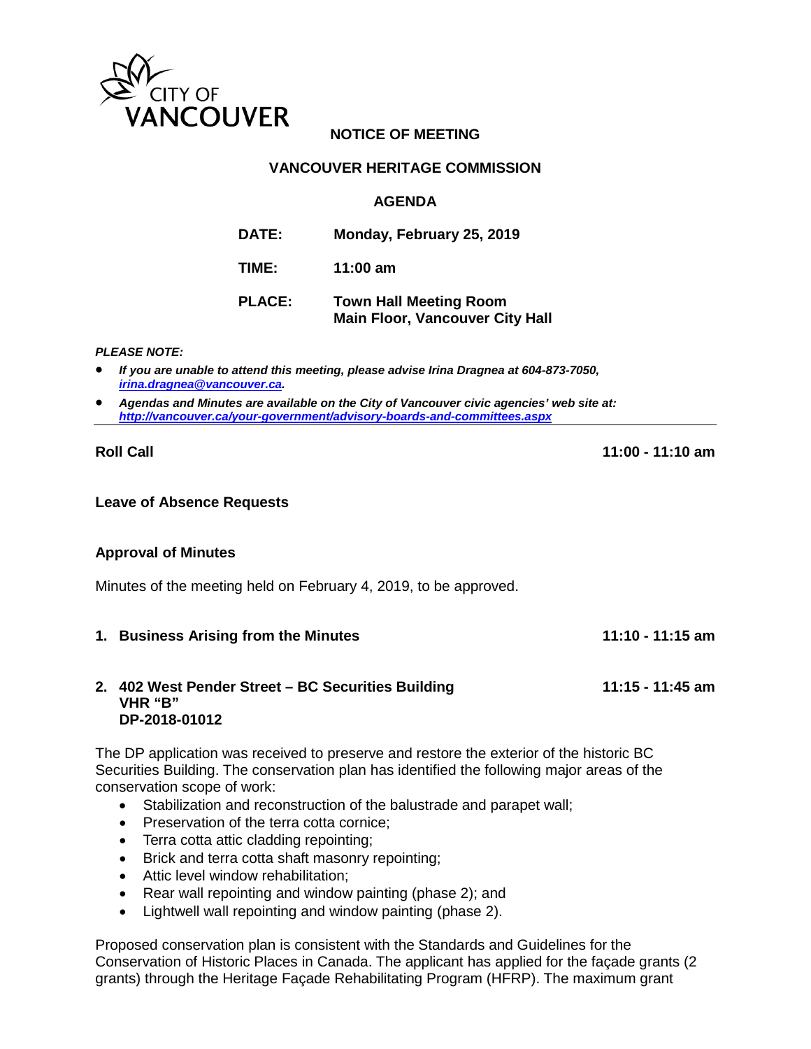CITY OF VANCOUVER

**NOTICE OF MEETING**

**VANCOUVER HERITAGE COMMISSION**

**AGENDA**

**DATE:** **Monday, February 25, 2019**

**TIME:** **11:00 am**

**PLACE:** **Town Hall Meeting Room**
**Main Floor, Vancouver City Hall**

***PLEASE NOTE:***

- ***If you are unable to attend this meeting, please advise Irina Dragnea at 604-873-7050, [irina.dragnea@vancouver.ca](mailto:irina.dragnea@vancouver.ca).***
- ***Agendas and Minutes are available on the City of Vancouver civic agencies' web site at: [http://vancouver.ca/your-government/advisory-boards-and-committees.aspx](http://vancouver.ca/your-government/advisory-boards-and-committees.aspx)***

---

**Roll Call** **11:00 - 11:10 am**

**Leave of Absence Requests**

**Approval of Minutes**

Minutes of the meeting held on February 4, 2019, to be approved.

**1. Business Arising from the Minutes** **11:10 - 11:15 am**

**2. 402 West Pender Street – BC Securities Building** **11:15 - 11:45 am**
**VHR "B"**
**DP-2018-01012**

The DP application was received to preserve and restore the exterior of the historic BC Securities Building. The conservation plan has identified the following major areas of the conservation scope of work:

- Stabilization and reconstruction of the balustrade and parapet wall;
- Preservation of the terra cotta cornice;
- Terra cotta attic cladding repointing;
- Brick and terra cotta shaft masonry repointing;
- Attic level window rehabilitation;
- Rear wall repointing and window painting (phase 2); and
- Lightwell wall repointing and window painting (phase 2).

Proposed conservation plan is consistent with the Standards and Guidelines for the Conservation of Historic Places in Canada. The applicant has applied for the façade grants (2 grants) through the Heritage Façade Rehabilitating Program (HFRP). The maximum grant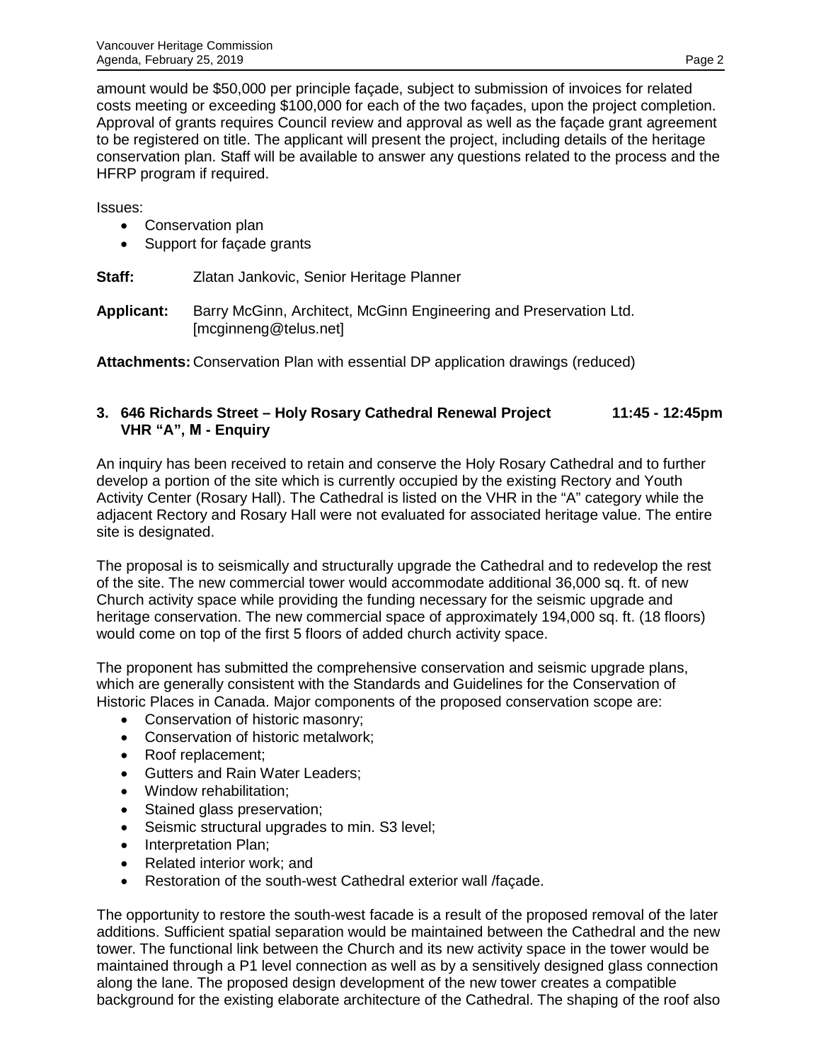amount would be $50,000 per principle façade, subject to submission of invoices for related costs meeting or exceeding $100,000 for each of the two façades, upon the project completion. Approval of grants requires Council review and approval as well as the façade grant agreement to be registered on title. The applicant will present the project, including details of the heritage conservation plan. Staff will be available to answer any questions related to the process and the HFRP program if required.

Issues:

- Conservation plan
- Support for façade grants

**Staff:** Zlatan Jankovic, Senior Heritage Planner

**Applicant:** Barry McGinn, Architect, McGinn Engineering and Preservation Ltd. [mcginneng@telus.net]

**Attachments:** Conservation Plan with essential DP application drawings (reduced)

### 3. 646 Richards Street – Holy Rosary Cathedral Renewal Project VHR "A", M - Enquiry 11:45 - 12:45pm

An inquiry has been received to retain and conserve the Holy Rosary Cathedral and to further develop a portion of the site which is currently occupied by the existing Rectory and Youth Activity Center (Rosary Hall). The Cathedral is listed on the VHR in the "A" category while the adjacent Rectory and Rosary Hall were not evaluated for associated heritage value. The entire site is designated.

The proposal is to seismically and structurally upgrade the Cathedral and to redevelop the rest of the site. The new commercial tower would accommodate additional 36,000 sq. ft. of new Church activity space while providing the funding necessary for the seismic upgrade and heritage conservation. The new commercial space of approximately 194,000 sq. ft. (18 floors) would come on top of the first 5 floors of added church activity space.

The proponent has submitted the comprehensive conservation and seismic upgrade plans, which are generally consistent with the Standards and Guidelines for the Conservation of Historic Places in Canada. Major components of the proposed conservation scope are:

- Conservation of historic masonry;
- Conservation of historic metalwork;
- Roof replacement;
- Gutters and Rain Water Leaders;
- Window rehabilitation;
- Stained glass preservation;
- Seismic structural upgrades to min. S3 level;
- Interpretation Plan;
- Related interior work; and
- Restoration of the south-west Cathedral exterior wall /façade.

The opportunity to restore the south-west facade is a result of the proposed removal of the later additions. Sufficient spatial separation would be maintained between the Cathedral and the new tower. The functional link between the Church and its new activity space in the tower would be maintained through a P1 level connection as well as by a sensitively designed glass connection along the lane. The proposed design development of the new tower creates a compatible background for the existing elaborate architecture of the Cathedral. The shaping of the roof also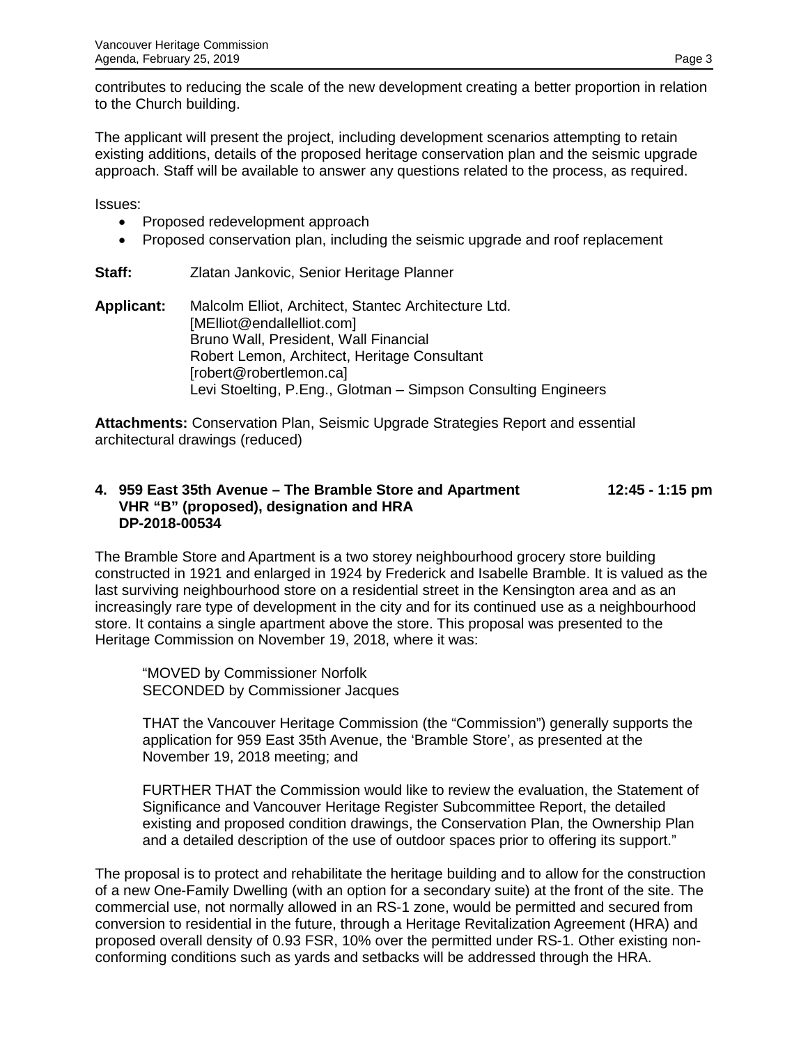contributes to reducing the scale of the new development creating a better proportion in relation to the Church building.

The applicant will present the project, including development scenarios attempting to retain existing additions, details of the proposed heritage conservation plan and the seismic upgrade approach. Staff will be available to answer any questions related to the process, as required.

Issues:

- Proposed redevelopment approach
- Proposed conservation plan, including the seismic upgrade and roof replacement

**Staff:** Zlatan Jankovic, Senior Heritage Planner

**Applicant:** Malcolm Elliot, Architect, Stantec Architecture Ltd.
[MElliot@endallelliot.com]
Bruno Wall, President, Wall Financial
Robert Lemon, Architect, Heritage Consultant
[robert@robertlemon.ca]
Levi Stoelting, P.Eng., Glotman – Simpson Consulting Engineers

**Attachments:** Conservation Plan, Seismic Upgrade Strategies Report and essential architectural drawings (reduced)

### 4. 959 East 35th Avenue – The Bramble Store and Apartment — 12:45 - 1:15 pm
**VHR "B" (proposed), designation and HRA**
**DP-2018-00534**

The Bramble Store and Apartment is a two storey neighbourhood grocery store building constructed in 1921 and enlarged in 1924 by Frederick and Isabelle Bramble. It is valued as the last surviving neighbourhood store on a residential street in the Kensington area and as an increasingly rare type of development in the city and for its continued use as a neighbourhood store. It contains a single apartment above the store. This proposal was presented to the Heritage Commission on November 19, 2018, where it was:

> "MOVED by Commissioner Norfolk
> SECONDED by Commissioner Jacques
>
> THAT the Vancouver Heritage Commission (the "Commission") generally supports the application for 959 East 35th Avenue, the 'Bramble Store', as presented at the November 19, 2018 meeting; and
>
> FURTHER THAT the Commission would like to review the evaluation, the Statement of Significance and Vancouver Heritage Register Subcommittee Report, the detailed existing and proposed condition drawings, the Conservation Plan, the Ownership Plan and a detailed description of the use of outdoor spaces prior to offering its support."

The proposal is to protect and rehabilitate the heritage building and to allow for the construction of a new One-Family Dwelling (with an option for a secondary suite) at the front of the site. The commercial use, not normally allowed in an RS-1 zone, would be permitted and secured from conversion to residential in the future, through a Heritage Revitalization Agreement (HRA) and proposed overall density of 0.93 FSR, 10% over the permitted under RS-1. Other existing non-conforming conditions such as yards and setbacks will be addressed through the HRA.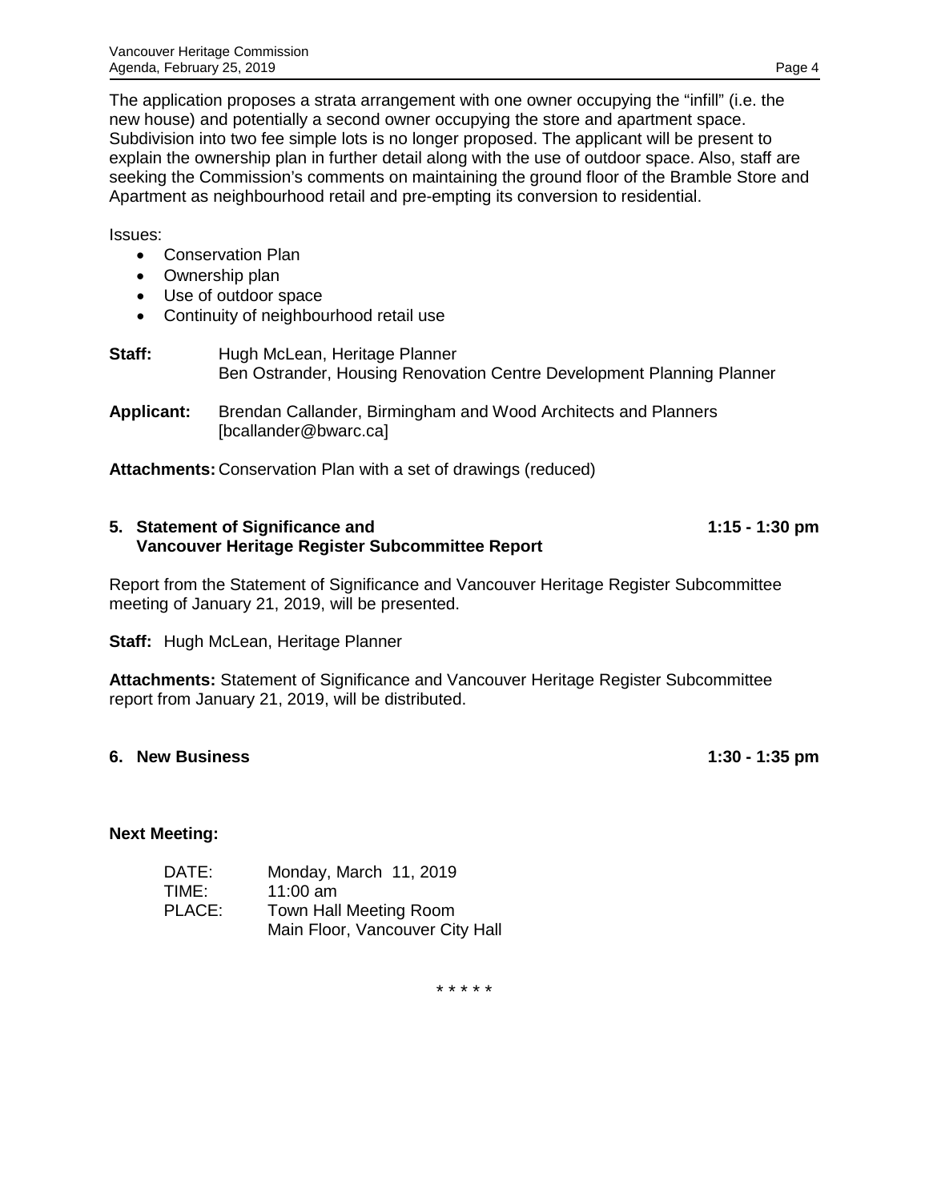The application proposes a strata arrangement with one owner occupying the “infill” (i.e. the new house) and potentially a second owner occupying the store and apartment space. Subdivision into two fee simple lots is no longer proposed. The applicant will be present to explain the ownership plan in further detail along with the use of outdoor space. Also, staff are seeking the Commission’s comments on maintaining the ground floor of the Bramble Store and Apartment as neighbourhood retail and pre-empting its conversion to residential.

Issues:

- Conservation Plan
- Ownership plan
- Use of outdoor space
- Continuity of neighbourhood retail use

**Staff:** Hugh McLean, Heritage Planner
Ben Ostrander, Housing Renovation Centre Development Planning Planner

**Applicant:** Brendan Callander, Birmingham and Wood Architects and Planners [bcallander@bwarc.ca]

**Attachments:** Conservation Plan with a set of drawings (reduced)

## 5. Statement of Significance and Vancouver Heritage Register Subcommittee Report — 1:15 - 1:30 pm

Report from the Statement of Significance and Vancouver Heritage Register Subcommittee meeting of January 21, 2019, will be presented.

**Staff:** Hugh McLean, Heritage Planner

**Attachments:** Statement of Significance and Vancouver Heritage Register Subcommittee report from January 21, 2019, will be distributed.

## 6. New Business — 1:30 - 1:35 pm

**Next Meeting:**

DATE: Monday, March 11, 2019
TIME: 11:00 am
PLACE: Town Hall Meeting Room
Main Floor, Vancouver City Hall

* * * * *